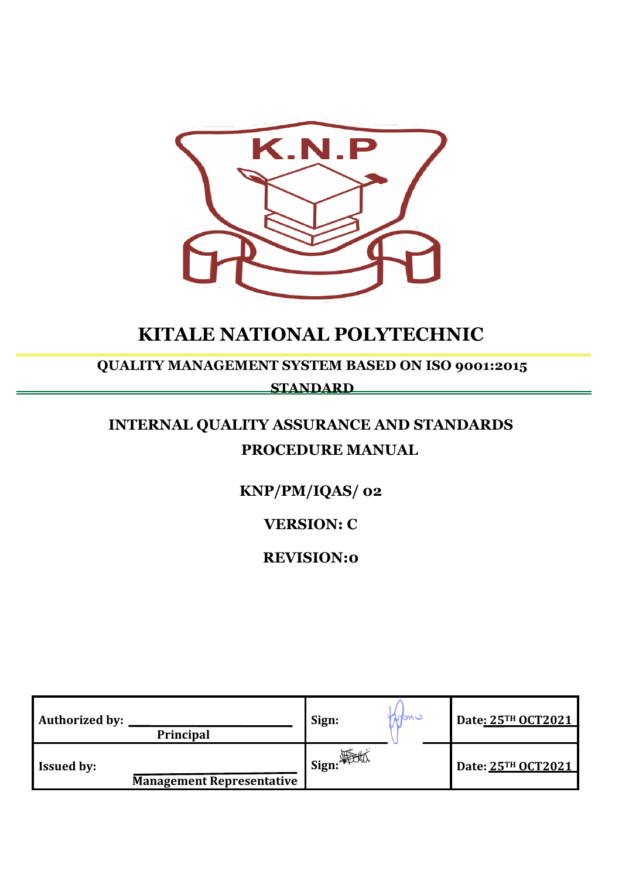K.N.P

# KITALE NATIONAL POLYTECHNIC

## QUALITY MANAGEMENT SYSTEM BASED ON ISO 9001:2015 STANDARD

## INTERNAL QUALITY ASSURANCE AND STANDARDS PROCEDURE MANUAL

**KNP/PM/IQAS/ 02**

**VERSION: C**

**REVISION:0**

| | | |
|---|---|---|
| **Authorized by:** ______________ **Principal** | **Sign:** | **Date: 25TH OCT2021** |
| **Issued by:** ______________ **Management Representative** | **Sign:** | **Date: 25TH OCT2021** |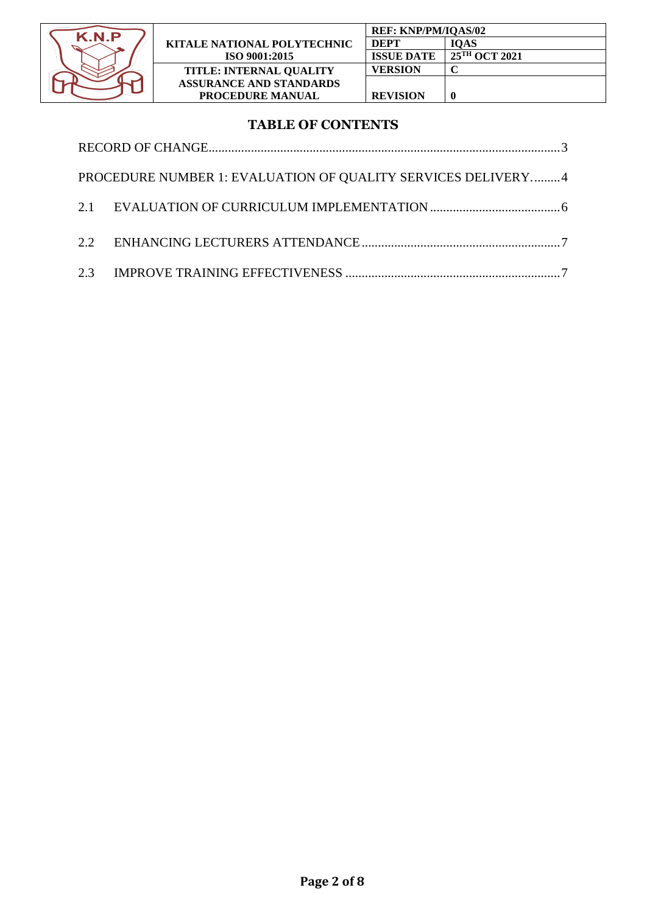# TABLE OF CONTENTS

RECORD OF CHANGE........................................................................................................3

PROCEDURE NUMBER 1: EVALUATION OF QUALITY SERVICES DELIVERY.........4

2.1 EVALUATION OF CURRICULUM IMPLEMENTATION .......................................6

2.2 ENHANCING LECTURERS ATTENDANCE ............................................................7

2.3 IMPROVE TRAINING EFFECTIVENESS .................................................................7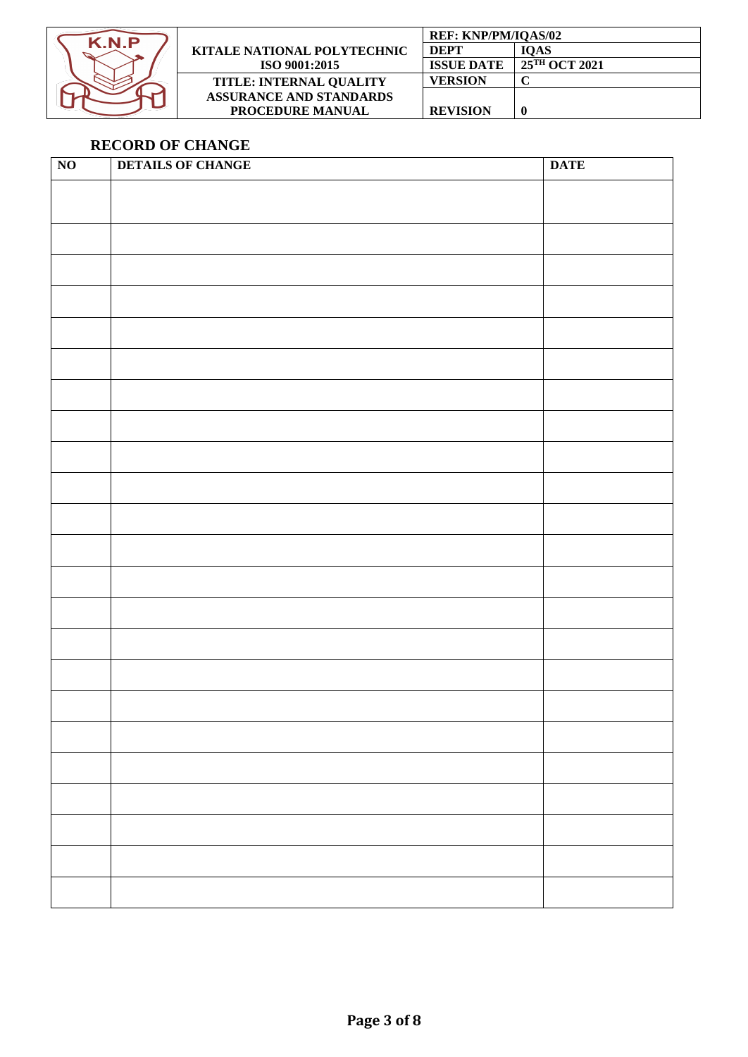## RECORD OF CHANGE

| NO | DETAILS OF CHANGE | DATE |
|---|---|---|
| | | |
| | | |
| | | |
| | | |
| | | |
| | | |
| | | |
| | | |
| | | |
| | | |
| | | |
| | | |
| | | |
| | | |
| | | |
| | | |
| | | |
| | | |
| | | |
| | | |
| | | |
| | | |
| | | |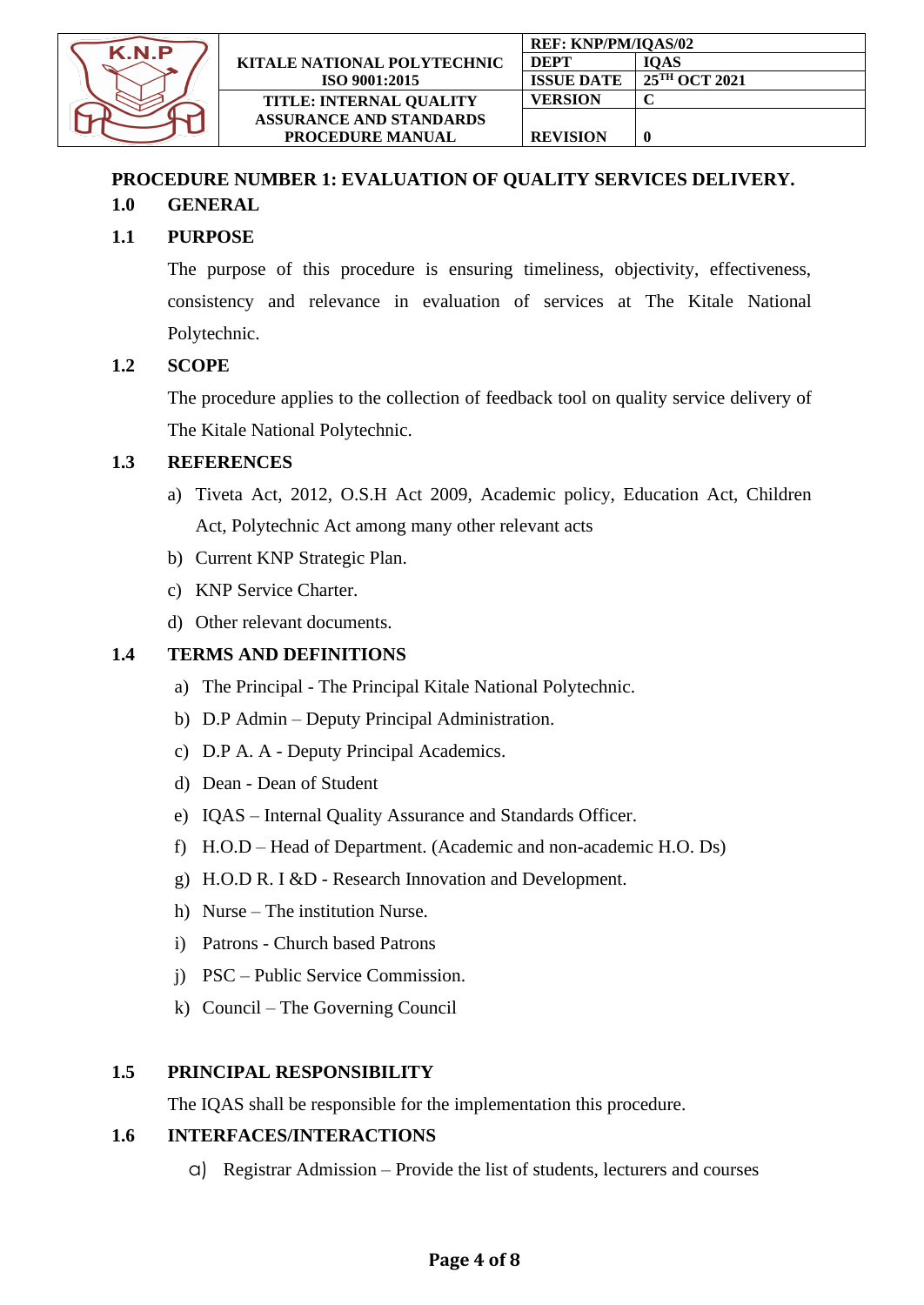## PROCEDURE NUMBER 1: EVALUATION OF QUALITY SERVICES DELIVERY.

### 1.0 GENERAL

### 1.1 PURPOSE

The purpose of this procedure is ensuring timeliness, objectivity, effectiveness, consistency and relevance in evaluation of services at The Kitale National Polytechnic.

### 1.2 SCOPE

The procedure applies to the collection of feedback tool on quality service delivery of The Kitale National Polytechnic.

### 1.3 REFERENCES

a) Tiveta Act, 2012, O.S.H Act 2009, Academic policy, Education Act, Children Act, Polytechnic Act among many other relevant acts

b) Current KNP Strategic Plan.

c) KNP Service Charter.

d) Other relevant documents.

### 1.4 TERMS AND DEFINITIONS

a) The Principal - The Principal Kitale National Polytechnic.

b) D.P Admin – Deputy Principal Administration.

c) D.P A. A - Deputy Principal Academics.

d) Dean - Dean of Student

e) IQAS – Internal Quality Assurance and Standards Officer.

f) H.O.D – Head of Department. (Academic and non-academic H.O. Ds)

g) H.O.D R. I &D - Research Innovation and Development.

h) Nurse – The institution Nurse.

i) Patrons - Church based Patrons

j) PSC – Public Service Commission.

k) Council – The Governing Council

### 1.5 PRINCIPAL RESPONSIBILITY

The IQAS shall be responsible for the implementation this procedure.

### 1.6 INTERFACES/INTERACTIONS

a) Registrar Admission – Provide the list of students, lecturers and courses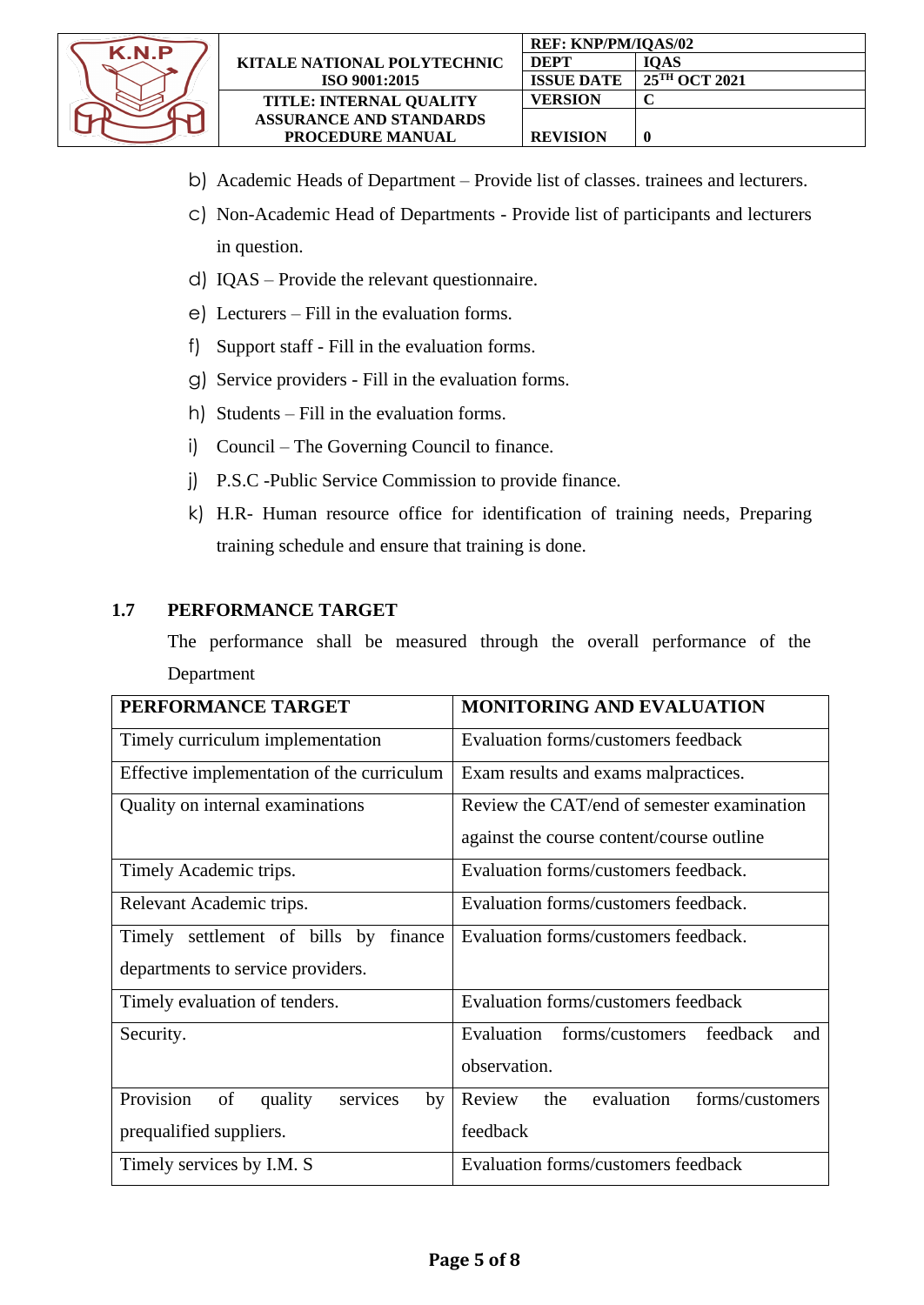b) Academic Heads of Department – Provide list of classes. trainees and lecturers.

c) Non-Academic Head of Departments - Provide list of participants and lecturers in question.

d) IQAS – Provide the relevant questionnaire.

e) Lecturers – Fill in the evaluation forms.

f) Support staff - Fill in the evaluation forms.

g) Service providers - Fill in the evaluation forms.

h) Students – Fill in the evaluation forms.

i) Council – The Governing Council to finance.

j) P.S.C -Public Service Commission to provide finance.

k) H.R- Human resource office for identification of training needs, Preparing training schedule and ensure that training is done.

## 1.7 PERFORMANCE TARGET

The performance shall be measured through the overall performance of the Department

| PERFORMANCE TARGET | MONITORING AND EVALUATION |
|---|---|
| Timely curriculum implementation | Evaluation forms/customers feedback |
| Effective implementation of the curriculum | Exam results and exams malpractices. |
| Quality on internal examinations | Review the CAT/end of semester examination against the course content/course outline |
| Timely Academic trips. | Evaluation forms/customers feedback. |
| Relevant Academic trips. | Evaluation forms/customers feedback. |
| Timely settlement of bills by finance departments to service providers. | Evaluation forms/customers feedback. |
| Timely evaluation of tenders. | Evaluation forms/customers feedback |
| Security. | Evaluation forms/customers feedback and observation. |
| Provision of quality services by prequalified suppliers. | Review the evaluation forms/customers feedback |
| Timely services by I.M. S | Evaluation forms/customers feedback |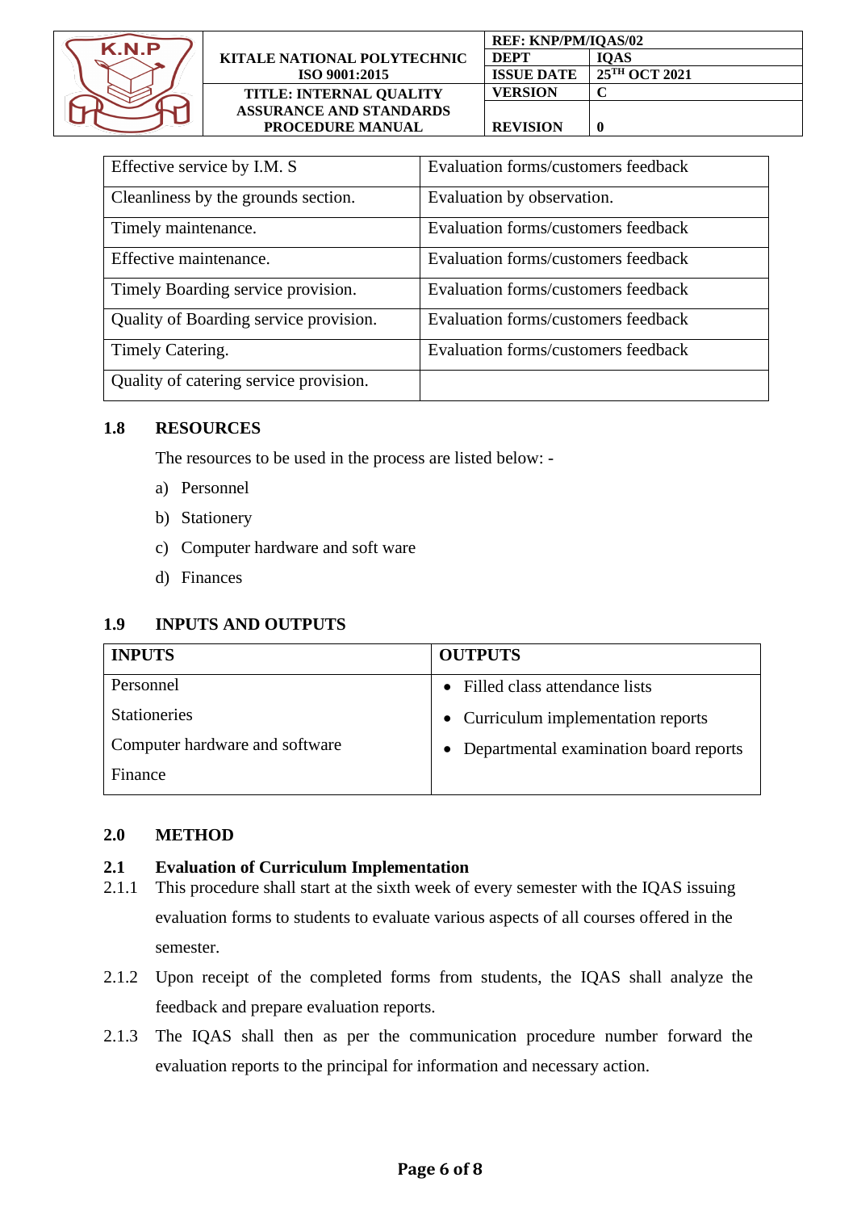| | |
|---|---|
| Effective service by I.M. S | Evaluation forms/customers feedback |
| Cleanliness by the grounds section. | Evaluation by observation. |
| Timely maintenance. | Evaluation forms/customers feedback |
| Effective maintenance. | Evaluation forms/customers feedback |
| Timely Boarding service provision. | Evaluation forms/customers feedback |
| Quality of Boarding service provision. | Evaluation forms/customers feedback |
| Timely Catering. | Evaluation forms/customers feedback |
| Quality of catering service provision. | |

## 1.8 RESOURCES

The resources to be used in the process are listed below: -

a) Personnel
b) Stationery
c) Computer hardware and soft ware
d) Finances

## 1.9 INPUTS AND OUTPUTS

| INPUTS | OUTPUTS |
|---|---|
| Personnel<br>Stationeries<br>Computer hardware and software<br>Finance | • Filled class attendance lists<br>• Curriculum implementation reports<br>• Departmental examination board reports |

## 2.0 METHOD

### 2.1 Evaluation of Curriculum Implementation

2.1.1 This procedure shall start at the sixth week of every semester with the IQAS issuing evaluation forms to students to evaluate various aspects of all courses offered in the semester.

2.1.2 Upon receipt of the completed forms from students, the IQAS shall analyze the feedback and prepare evaluation reports.

2.1.3 The IQAS shall then as per the communication procedure number forward the evaluation reports to the principal for information and necessary action.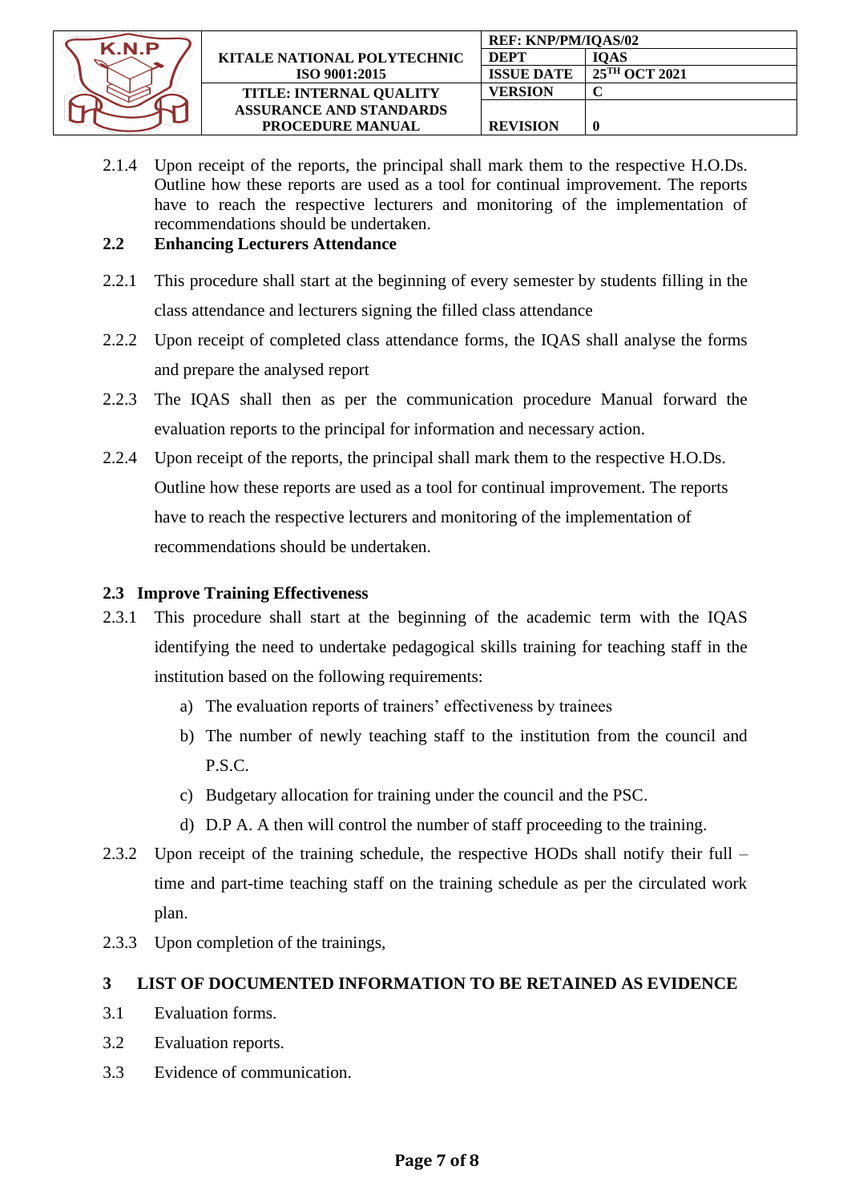2.1.4 Upon receipt of the reports, the principal shall mark them to the respective H.O.Ds. Outline how these reports are used as a tool for continual improvement. The reports have to reach the respective lecturers and monitoring of the implementation of recommendations should be undertaken.

## 2.2 Enhancing Lecturers Attendance

2.2.1 This procedure shall start at the beginning of every semester by students filling in the class attendance and lecturers signing the filled class attendance

2.2.2 Upon receipt of completed class attendance forms, the IQAS shall analyse the forms and prepare the analysed report

2.2.3 The IQAS shall then as per the communication procedure Manual forward the evaluation reports to the principal for information and necessary action.

2.2.4 Upon receipt of the reports, the principal shall mark them to the respective H.O.Ds. Outline how these reports are used as a tool for continual improvement. The reports have to reach the respective lecturers and monitoring of the implementation of recommendations should be undertaken.

## 2.3 Improve Training Effectiveness

2.3.1 This procedure shall start at the beginning of the academic term with the IQAS identifying the need to undertake pedagogical skills training for teaching staff in the institution based on the following requirements:

a) The evaluation reports of trainers' effectiveness by trainees
b) The number of newly teaching staff to the institution from the council and P.S.C.
c) Budgetary allocation for training under the council and the PSC.
d) D.P A. A then will control the number of staff proceeding to the training.

2.3.2 Upon receipt of the training schedule, the respective HODs shall notify their full – time and part-time teaching staff on the training schedule as per the circulated work plan.

2.3.3 Upon completion of the trainings,

# 3 LIST OF DOCUMENTED INFORMATION TO BE RETAINED AS EVIDENCE

3.1 Evaluation forms.

3.2 Evaluation reports.

3.3 Evidence of communication.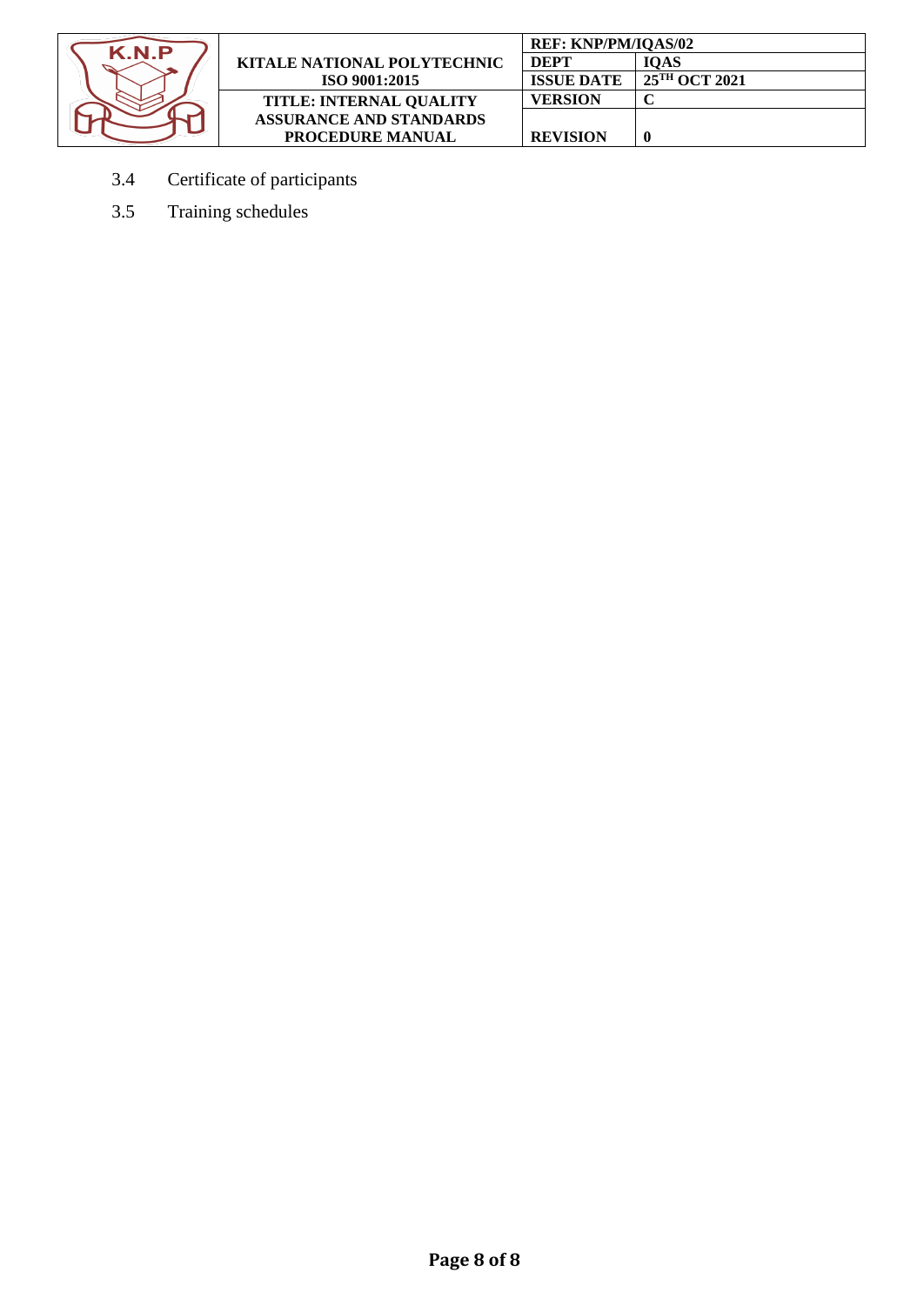3.4 Certificate of participants

3.5 Training schedules